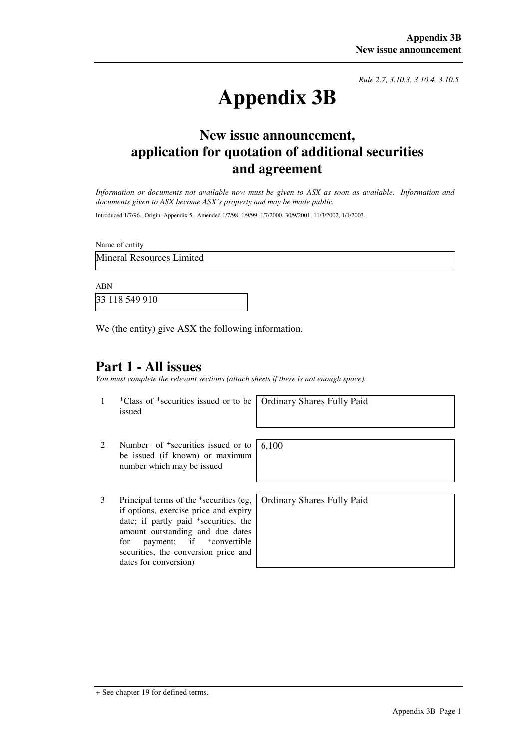*Rule 2.7, 3.10.3, 3.10.4, 3.10.5*

# Appendix 3B

## New issue announcement, application for quotation of additional securities and agreement

*Information or documents not available now must be given to ASX as soon as available. Information and documents given to ASX become ASX's property and may be made public.*

Introduced 1/7/96. Origin: Appendix 5. Amended 1/7/98, 1/9/99, 1/7/2000, 30/9/2001, 11/3/2002, 1/1/2003.

Name of entity

Mineral Resources Limited

ABN

33 118 549 910

We (the entity) give ASX the following information.

## Part 1 - All issues

*You must complete the relevant sections (attach sheets if there is not enough space).*

| | | |
|---|---|---|
| 1 | +Class of +securities issued or to be issued | Ordinary Shares Fully Paid |
| 2 | Number of +securities issued or to be issued (if known) or maximum number which may be issued | 6,100 |
| 3 | Principal terms of the +securities (eg, if options, exercise price and expiry date; if partly paid +securities, the amount outstanding and due dates for payment; if +convertible securities, the conversion price and dates for conversion) | Ordinary Shares Fully Paid |

+ See chapter 19 for defined terms.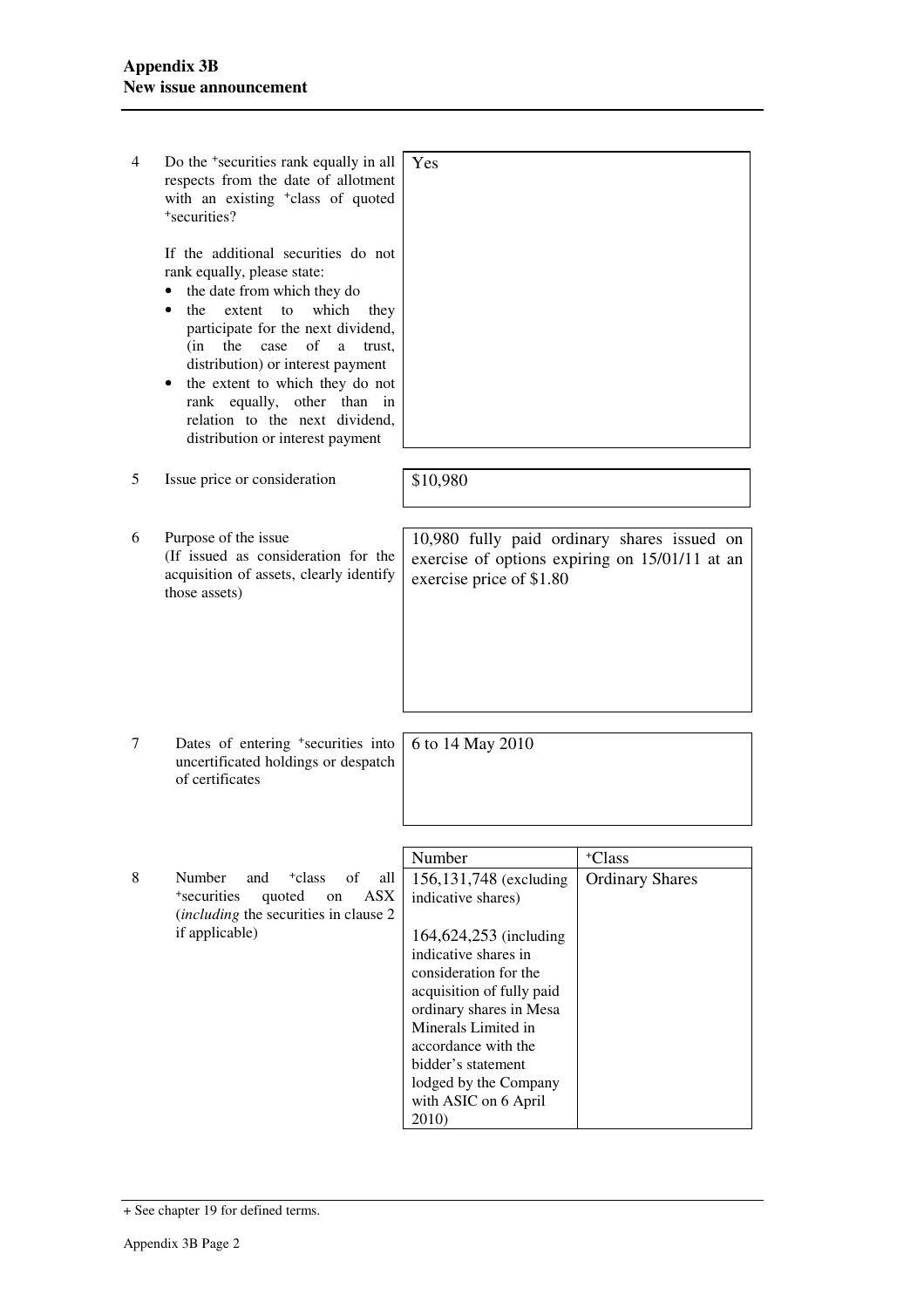| | | |
|---|---|---|
| 4 | Do the +securities rank equally in all respects from the date of allotment with an existing +class of quoted +securities?<br><br>If the additional securities do not rank equally, please state:<br>• the date from which they do<br>• the extent to which they participate for the next dividend, (in the case of a trust, distribution) or interest payment<br>• the extent to which they do not rank equally, other than in relation to the next dividend, distribution or interest payment | Yes |
| 5 | Issue price or consideration | $10,980 |
| 6 | Purpose of the issue<br>(If issued as consideration for the acquisition of assets, clearly identify those assets) | 10,980 fully paid ordinary shares issued on exercise of options expiring on 15/01/11 at an exercise price of $1.80 |
| 7 | Dates of entering +securities into uncertificated holdings or despatch of certificates | 6 to 14 May 2010 |

| | | Number | +Class |
|---|---|---|---|
| 8 | Number and +class of all +securities quoted on ASX (*including* the securities in clause 2 if applicable) | 156,131,748 (excluding indicative shares)<br><br>164,624,253 (including indicative shares in consideration for the acquisition of fully paid ordinary shares in Mesa Minerals Limited in accordance with the bidder's statement lodged by the Company with ASIC on 6 April 2010) | Ordinary Shares |

+ See chapter 19 for defined terms.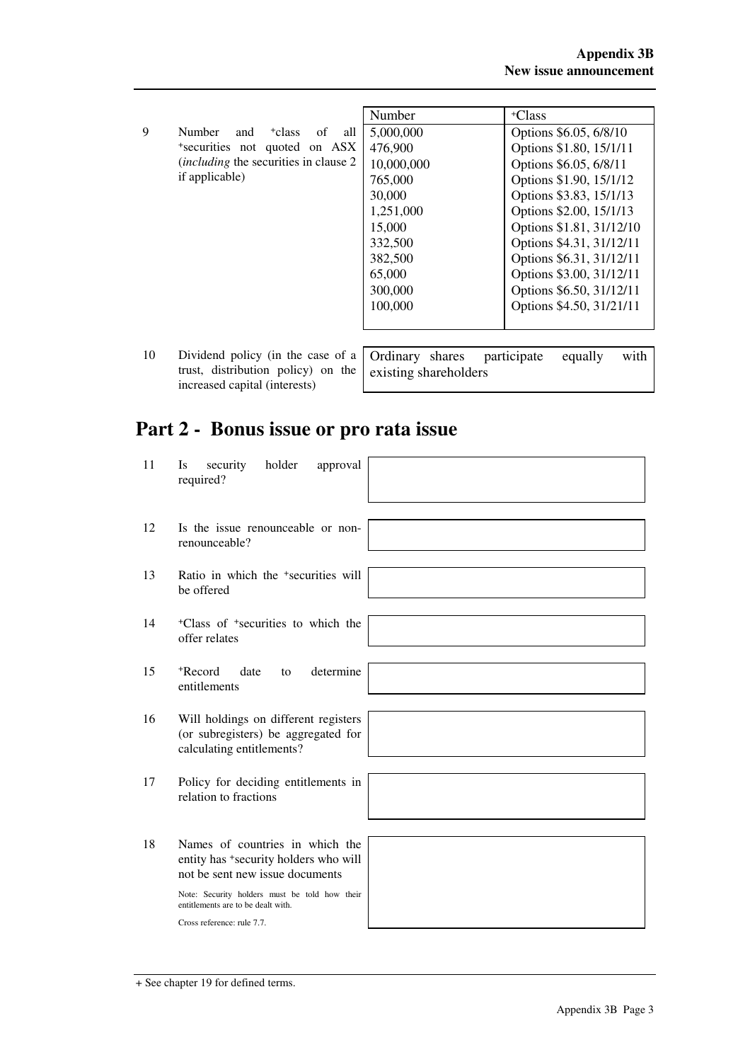| | | Number | +Class |
|---|---|---|---|
| 9 | Number and +class of all +securities not quoted on ASX (*including* the securities in clause 2 if applicable) | 5,000,000<br>476,900<br>10,000,000<br>765,000<br>30,000<br>1,251,000<br>15,000<br>332,500<br>382,500<br>65,000<br>300,000<br>100,000 | Options $6.05, 6/8/10<br>Options $1.80, 15/1/11<br>Options $6.05, 6/8/11<br>Options $1.90, 15/1/12<br>Options $3.83, 15/1/13<br>Options $2.00, 15/1/13<br>Options $1.81, 31/12/10<br>Options $4.31, 31/12/11<br>Options $6.31, 31/12/11<br>Options $3.00, 31/12/11<br>Options $6.50, 31/12/11<br>Options $4.50, 31/21/11 |

| | | |
|---|---|---|
| 10 | Dividend policy (in the case of a trust, distribution policy) on the increased capital (interests) | Ordinary shares participate equally with existing shareholders |

# Part 2 - Bonus issue or pro rata issue

| | | |
|---|---|---|
| 11 | Is security holder approval required? | |
| 12 | Is the issue renounceable or non-renounceable? | |
| 13 | Ratio in which the +securities will be offered | |
| 14 | +Class of +securities to which the offer relates | |
| 15 | +Record date to determine entitlements | |
| 16 | Will holdings on different registers (or subregisters) be aggregated for calculating entitlements? | |
| 17 | Policy for deciding entitlements in relation to fractions | |
| 18 | Names of countries in which the entity has +security holders who will not be sent new issue documents<br><br>Note: Security holders must be told how their entitlements are to be dealt with.<br><br>Cross reference: rule 7.7. | |

+ See chapter 19 for defined terms.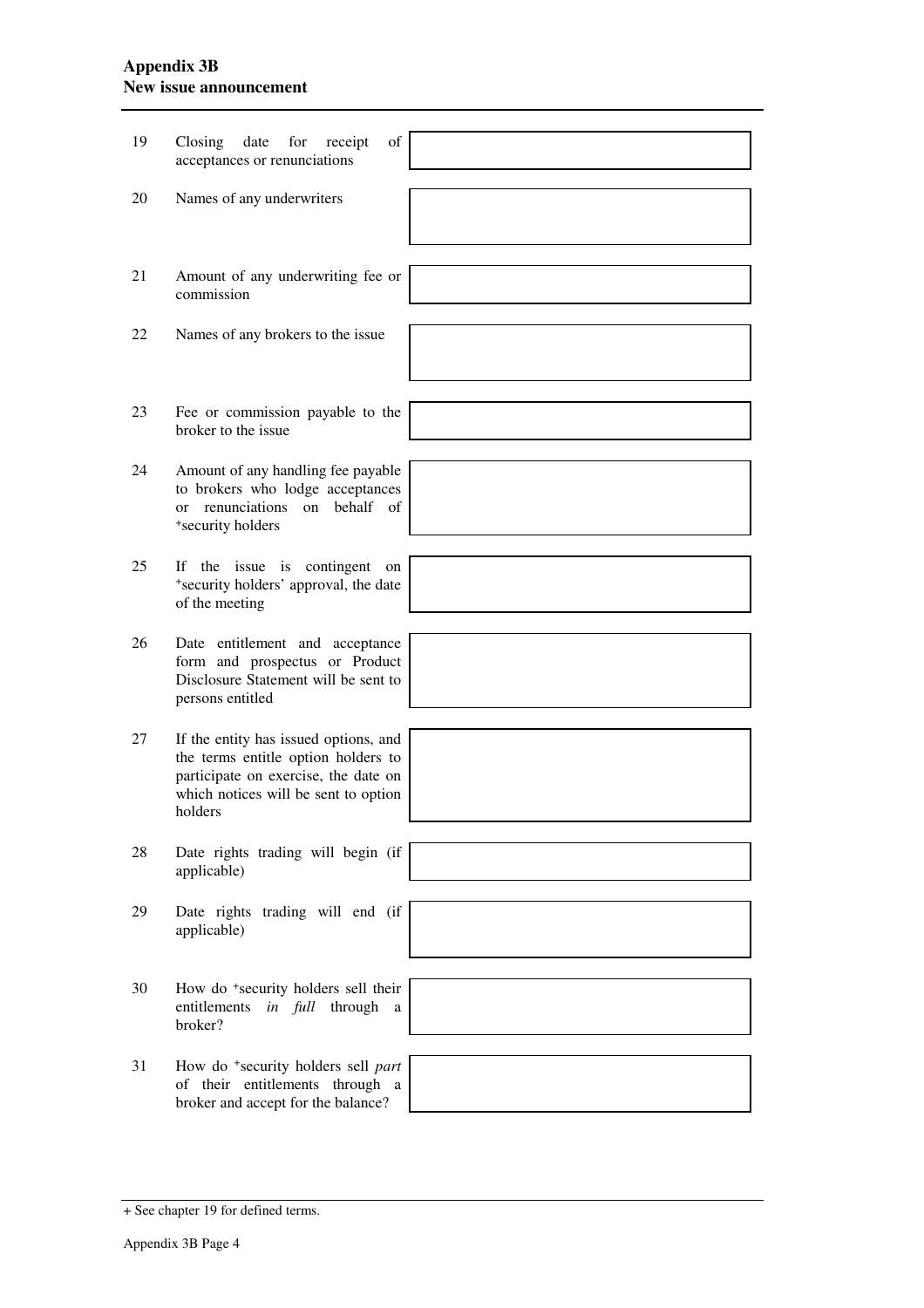| | | |
|---|---|---|
| 19 | Closing date for receipt of acceptances or renunciations | |
| 20 | Names of any underwriters | |
| 21 | Amount of any underwriting fee or commission | |
| 22 | Names of any brokers to the issue | |
| 23 | Fee or commission payable to the broker to the issue | |
| 24 | Amount of any handling fee payable to brokers who lodge acceptances or renunciations on behalf of +security holders | |
| 25 | If the issue is contingent on +security holders' approval, the date of the meeting | |
| 26 | Date entitlement and acceptance form and prospectus or Product Disclosure Statement will be sent to persons entitled | |
| 27 | If the entity has issued options, and the terms entitle option holders to participate on exercise, the date on which notices will be sent to option holders | |
| 28 | Date rights trading will begin (if applicable) | |
| 29 | Date rights trading will end (if applicable) | |
| 30 | How do +security holders sell their entitlements *in full* through a broker? | |
| 31 | How do +security holders sell *part* of their entitlements through a broker and accept for the balance? | |

+ See chapter 19 for defined terms.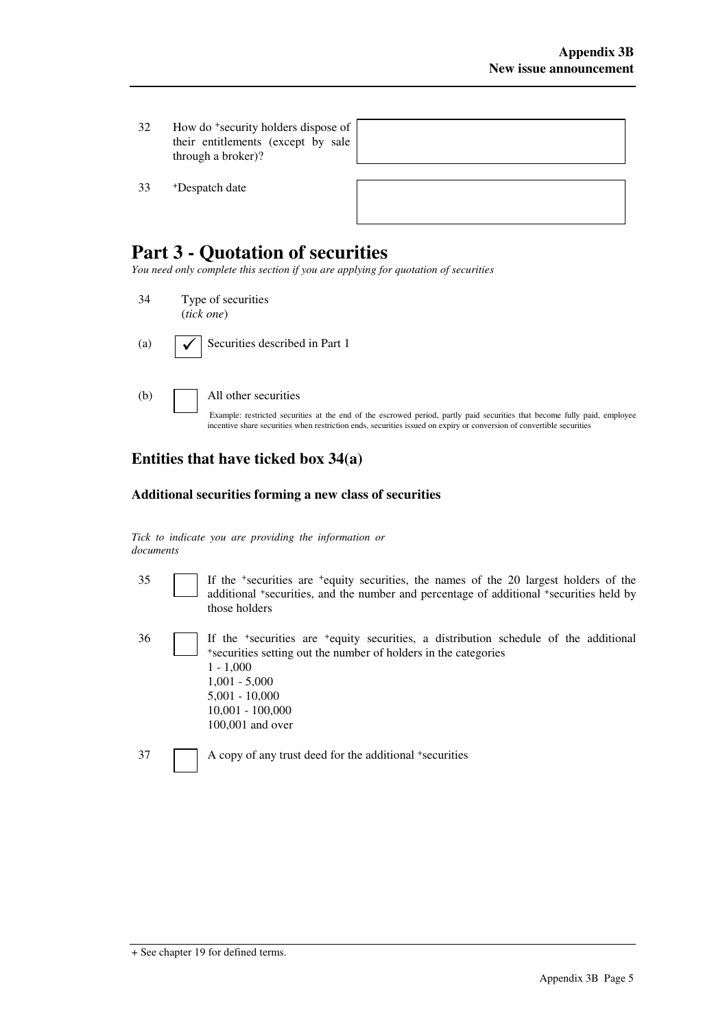| | | |
|---|---|---|
| 32 | How do +security holders dispose of their entitlements (except by sale through a broker)? | |
| 33 | +Despatch date | |

# Part 3 - Quotation of securities

*You need only complete this section if you are applying for quotation of securities*

34 Type of securities
(*tick one*)

(a) ☑ Securities described in Part 1

(b) ☐ All other securities

Example: restricted securities at the end of the escrowed period, partly paid securities that become fully paid, employee incentive share securities when restriction ends, securities issued on expiry or conversion of convertible securities

## Entities that have ticked box 34(a)

### Additional securities forming a new class of securities

*Tick to indicate you are providing the information or documents*

35 ☐ If the +securities are +equity securities, the names of the 20 largest holders of the additional +securities, and the number and percentage of additional +securities held by those holders

36 ☐ If the +securities are +equity securities, a distribution schedule of the additional +securities setting out the number of holders in the categories
1 - 1,000
1,001 - 5,000
5,001 - 10,000
10,001 - 100,000
100,001 and over

37 ☐ A copy of any trust deed for the additional +securities

+ See chapter 19 for defined terms.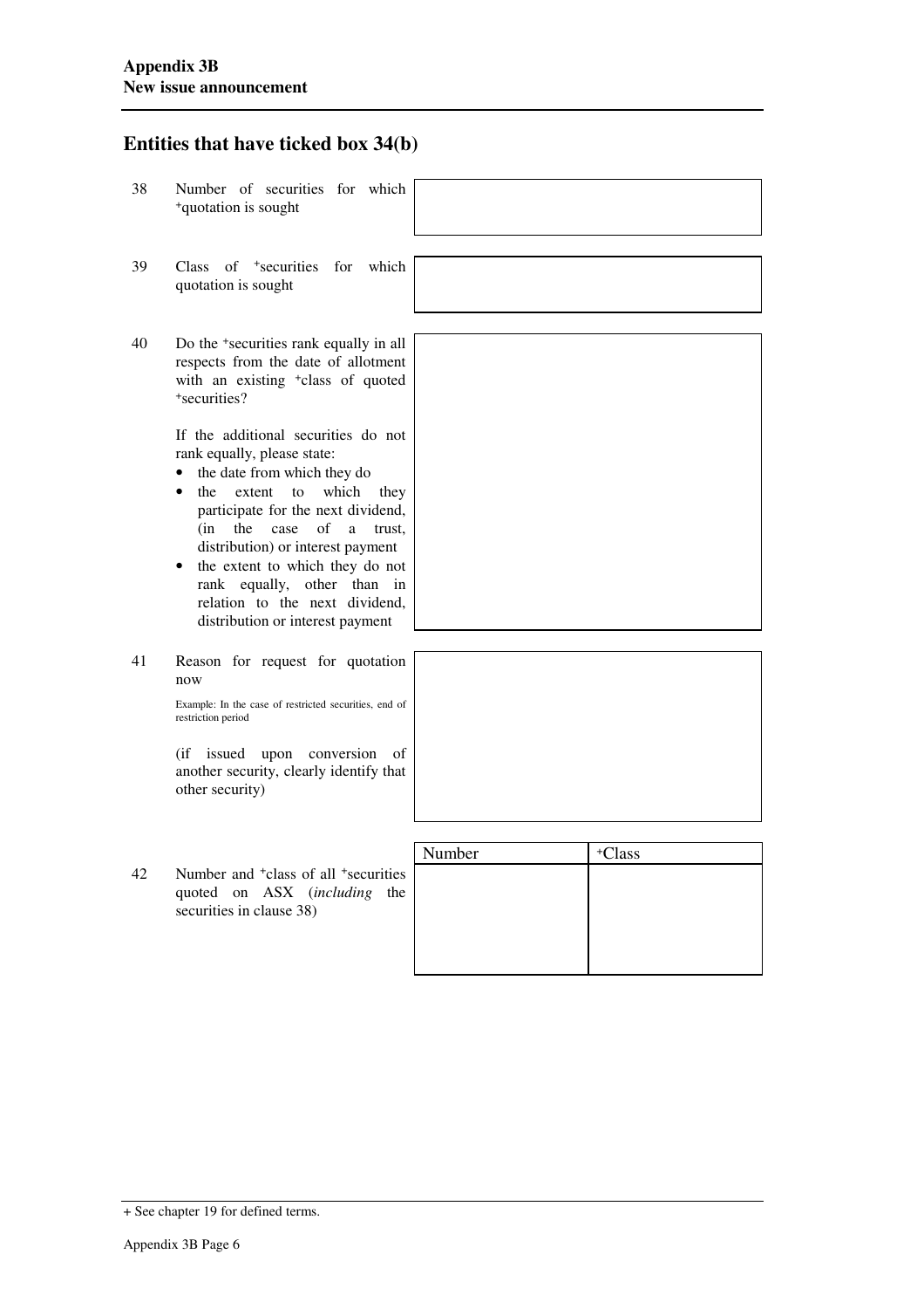## Entities that have ticked box 34(b)

| | | |
|---|---|---|
| 38 | Number of securities for which +quotation is sought | |
| 39 | Class of +securities for which quotation is sought | |
| 40 | Do the +securities rank equally in all respects from the date of allotment with an existing +class of quoted +securities?<br><br>If the additional securities do not rank equally, please state:<br>• the date from which they do<br>• the extent to which they participate for the next dividend, (in the case of a trust, distribution) or interest payment<br>• the extent to which they do not rank equally, other than in relation to the next dividend, distribution or interest payment | |
| 41 | Reason for request for quotation now<br><br>Example: In the case of restricted securities, end of restriction period<br><br>(if issued upon conversion of another security, clearly identify that other security) | |

42 Number and +class of all +securities quoted on ASX (*including* the securities in clause 38)

| Number | +Class |
|---|---|
| | |

+ See chapter 19 for defined terms.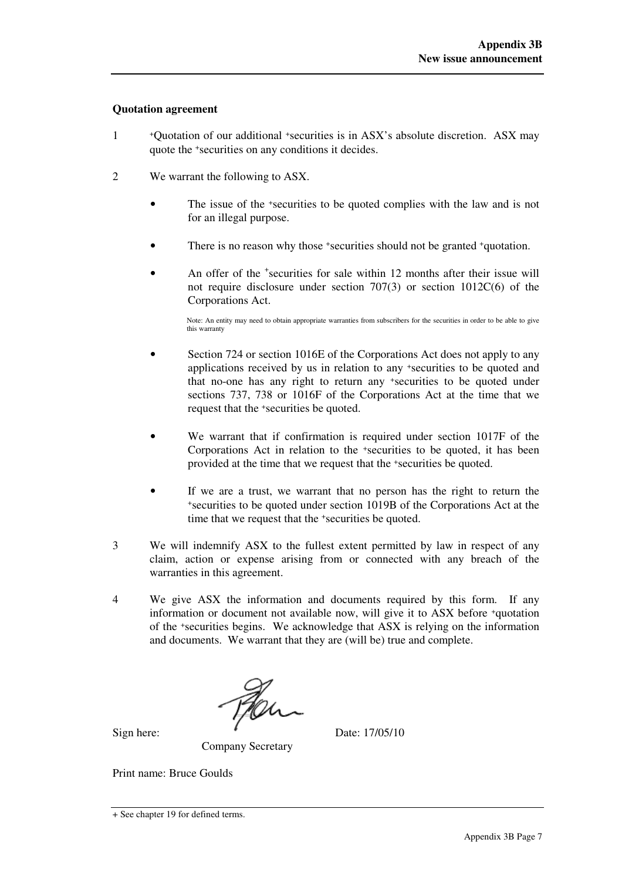**Quotation agreement**

1 +Quotation of our additional +securities is in ASX's absolute discretion. ASX may quote the +securities on any conditions it decides.

2 We warrant the following to ASX.

- The issue of the +securities to be quoted complies with the law and is not for an illegal purpose.

- There is no reason why those +securities should not be granted +quotation.

- An offer of the +securities for sale within 12 months after their issue will not require disclosure under section 707(3) or section 1012C(6) of the Corporations Act.

  Note: An entity may need to obtain appropriate warranties from subscribers for the securities in order to be able to give this warranty

- Section 724 or section 1016E of the Corporations Act does not apply to any applications received by us in relation to any +securities to be quoted and that no-one has any right to return any +securities to be quoted under sections 737, 738 or 1016F of the Corporations Act at the time that we request that the +securities be quoted.

- We warrant that if confirmation is required under section 1017F of the Corporations Act in relation to the +securities to be quoted, it has been provided at the time that we request that the +securities be quoted.

- If we are a trust, we warrant that no person has the right to return the +securities to be quoted under section 1019B of the Corporations Act at the time that we request that the +securities be quoted.

3 We will indemnify ASX to the fullest extent permitted by law in respect of any claim, action or expense arising from or connected with any breach of the warranties in this agreement.

4 We give ASX the information and documents required by this form. If any information or document not available now, will give it to ASX before +quotation of the +securities begins. We acknowledge that ASX is relying on the information and documents. We warrant that they are (will be) true and complete.

Sign here: Company Secretary Date: 17/05/10

Print name: Bruce Goulds

+ See chapter 19 for defined terms.